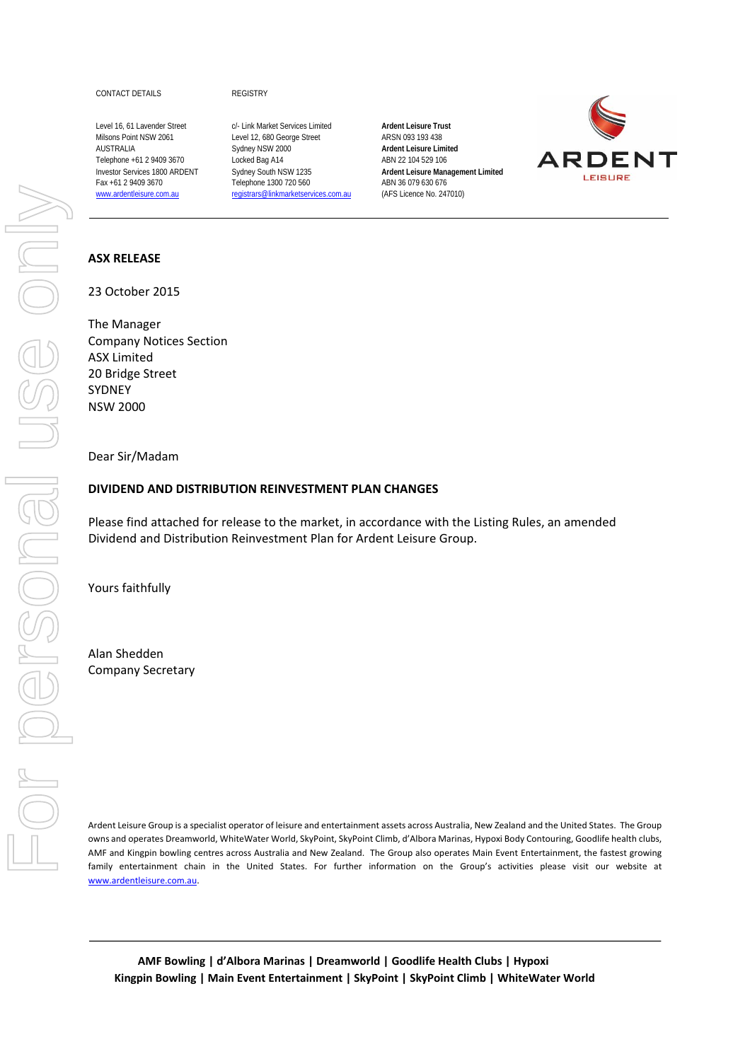CONTACT DETAILS

Level 16, 61 Lavender Street
Milsons Point NSW 2061
AUSTRALIA
Telephone +61 2 9409 3670
Investor Services 1800 ARDENT
Fax +61 2 9409 3670
www.ardentleisure.com.au

REGISTRY

c/- Link Market Services Limited
Level 12, 680 George Street
Sydney NSW 2000
Locked Bag A14
Sydney South NSW 1235
Telephone 1300 720 560
registrars@linkmarketservices.com.au

**Ardent Leisure Trust**
ARSN 093 193 438
**Ardent Leisure Limited**
ABN 22 104 529 106
**Ardent Leisure Management Limited**
ABN 36 079 630 676
(AFS Licence No. 247010)

ARDENT LEISURE

---

**ASX RELEASE**

23 October 2015

The Manager
Company Notices Section
ASX Limited
20 Bridge Street
SYDNEY
NSW 2000

Dear Sir/Madam

**DIVIDEND AND DISTRIBUTION REINVESTMENT PLAN CHANGES**

Please find attached for release to the market, in accordance with the Listing Rules, an amended Dividend and Distribution Reinvestment Plan for Ardent Leisure Group.

Yours faithfully

Alan Shedden
Company Secretary

Ardent Leisure Group is a specialist operator of leisure and entertainment assets across Australia, New Zealand and the United States. The Group owns and operates Dreamworld, WhiteWater World, SkyPoint, SkyPoint Climb, d'Albora Marinas, Hypoxi Body Contouring, Goodlife health clubs, AMF and Kingpin bowling centres across Australia and New Zealand. The Group also operates Main Event Entertainment, the fastest growing family entertainment chain in the United States. For further information on the Group's activities please visit our website at www.ardentleisure.com.au.

---

**AMF Bowling | d'Albora Marinas | Dreamworld | Goodlife Health Clubs | Hypoxi**
**Kingpin Bowling | Main Event Entertainment | SkyPoint | SkyPoint Climb | WhiteWater World**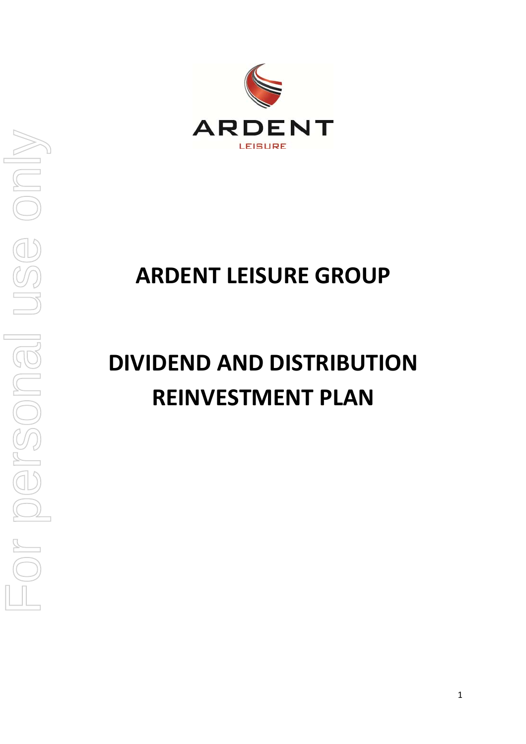ARDENT

LEISURE

# ARDENT LEISURE GROUP

# DIVIDEND AND DISTRIBUTION REINVESTMENT PLAN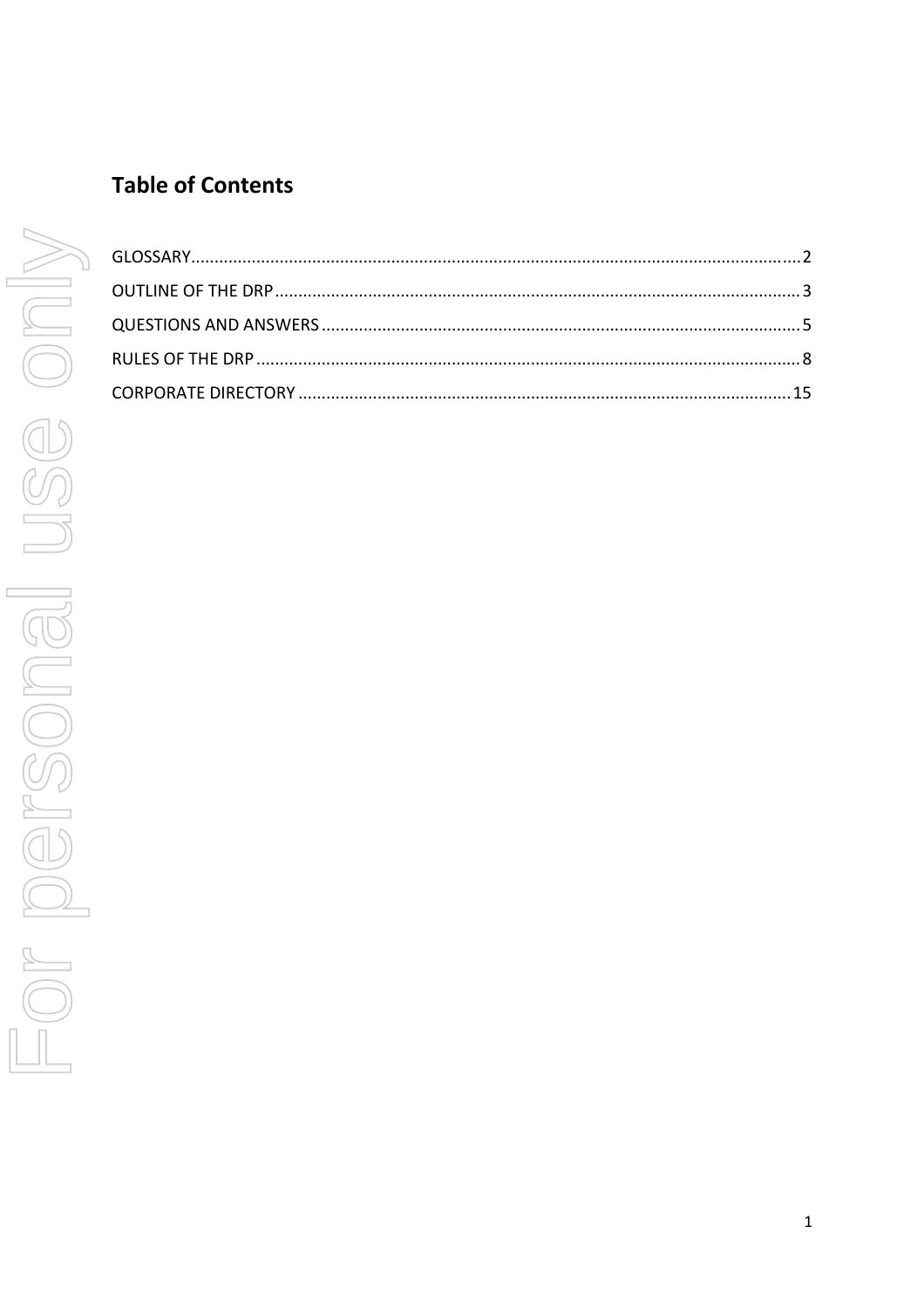## Table of Contents

GLOSSARY.......................................................................................................................2
OUTLINE OF THE DRP.......................................................................................................3
QUESTIONS AND ANSWERS...............................................................................................5
RULES OF THE DRP...........................................................................................................8
CORPORATE DIRECTORY..................................................................................................15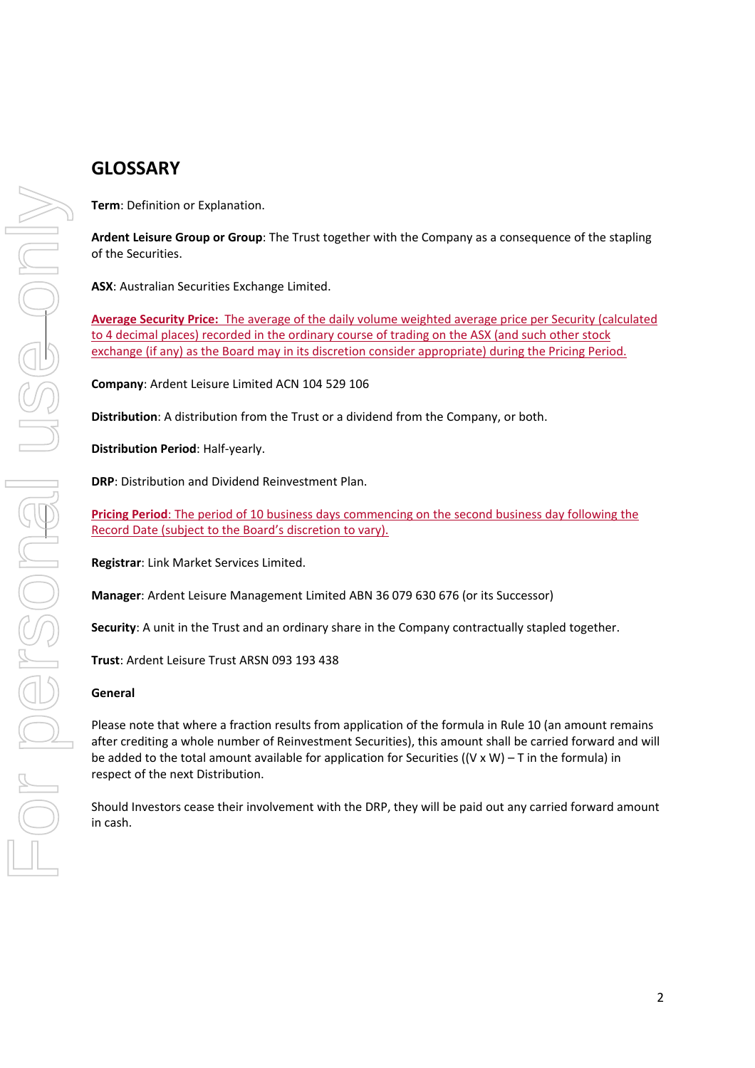# GLOSSARY

**Term**: Definition or Explanation.

**Ardent Leisure Group or Group**: The Trust together with the Company as a consequence of the stapling of the Securities.

**ASX**: Australian Securities Exchange Limited.

**Average Security Price:** The average of the daily volume weighted average price per Security (calculated to 4 decimal places) recorded in the ordinary course of trading on the ASX (and such other stock exchange (if any) as the Board may in its discretion consider appropriate) during the Pricing Period.

**Company**: Ardent Leisure Limited ACN 104 529 106

**Distribution**: A distribution from the Trust or a dividend from the Company, or both.

**Distribution Period**: Half-yearly.

**DRP**: Distribution and Dividend Reinvestment Plan.

**Pricing Period**: The period of 10 business days commencing on the second business day following the Record Date (subject to the Board's discretion to vary).

**Registrar**: Link Market Services Limited.

**Manager**: Ardent Leisure Management Limited ABN 36 079 630 676 (or its Successor)

**Security**: A unit in the Trust and an ordinary share in the Company contractually stapled together.

**Trust**: Ardent Leisure Trust ARSN 093 193 438

**General**

Please note that where a fraction results from application of the formula in Rule 10 (an amount remains after crediting a whole number of Reinvestment Securities), this amount shall be carried forward and will be added to the total amount available for application for Securities ($(V \times W) - T$ in the formula) in respect of the next Distribution.

Should Investors cease their involvement with the DRP, they will be paid out any carried forward amount in cash.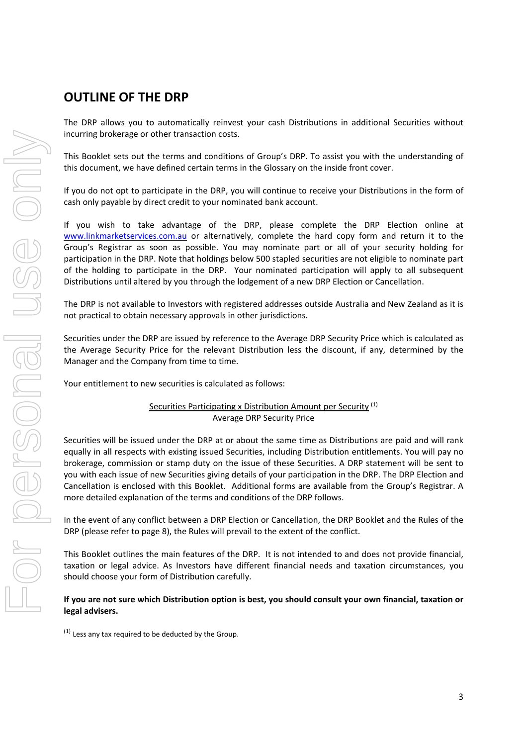## OUTLINE OF THE DRP

The DRP allows you to automatically reinvest your cash Distributions in additional Securities without incurring brokerage or other transaction costs.

This Booklet sets out the terms and conditions of Group's DRP. To assist you with the understanding of this document, we have defined certain terms in the Glossary on the inside front cover.

If you do not opt to participate in the DRP, you will continue to receive your Distributions in the form of cash only payable by direct credit to your nominated bank account.

If you wish to take advantage of the DRP, please complete the DRP Election online at www.linkmarketservices.com.au or alternatively, complete the hard copy form and return it to the Group's Registrar as soon as possible. You may nominate part or all of your security holding for participation in the DRP. Note that holdings below 500 stapled securities are not eligible to nominate part of the holding to participate in the DRP. Your nominated participation will apply to all subsequent Distributions until altered by you through the lodgement of a new DRP Election or Cancellation.

The DRP is not available to Investors with registered addresses outside Australia and New Zealand as it is not practical to obtain necessary approvals in other jurisdictions.

Securities under the DRP are issued by reference to the Average DRP Security Price which is calculated as the Average Security Price for the relevant Distribution less the discount, if any, determined by the Manager and the Company from time to time.

Your entitlement to new securities is calculated as follows:

$$\frac{\text{Securities Participating} \times \text{Distribution Amount per Security}^{(1)}}{\text{Average DRP Security Price}}$$

Securities will be issued under the DRP at or about the same time as Distributions are paid and will rank equally in all respects with existing issued Securities, including Distribution entitlements. You will pay no brokerage, commission or stamp duty on the issue of these Securities. A DRP statement will be sent to you with each issue of new Securities giving details of your participation in the DRP. The DRP Election and Cancellation is enclosed with this Booklet. Additional forms are available from the Group's Registrar. A more detailed explanation of the terms and conditions of the DRP follows.

In the event of any conflict between a DRP Election or Cancellation, the DRP Booklet and the Rules of the DRP (please refer to page 8), the Rules will prevail to the extent of the conflict.

This Booklet outlines the main features of the DRP. It is not intended to and does not provide financial, taxation or legal advice. As Investors have different financial needs and taxation circumstances, you should choose your form of Distribution carefully.

**If you are not sure which Distribution option is best, you should consult your own financial, taxation or legal advisers.**

(1) Less any tax required to be deducted by the Group.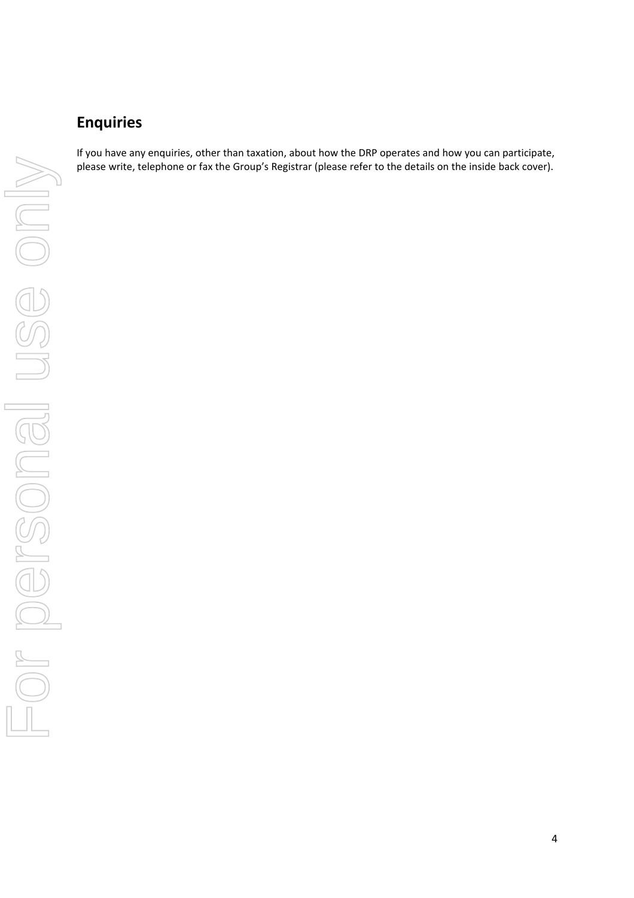## Enquiries

If you have any enquiries, other than taxation, about how the DRP operates and how you can participate, please write, telephone or fax the Group's Registrar (please refer to the details on the inside back cover).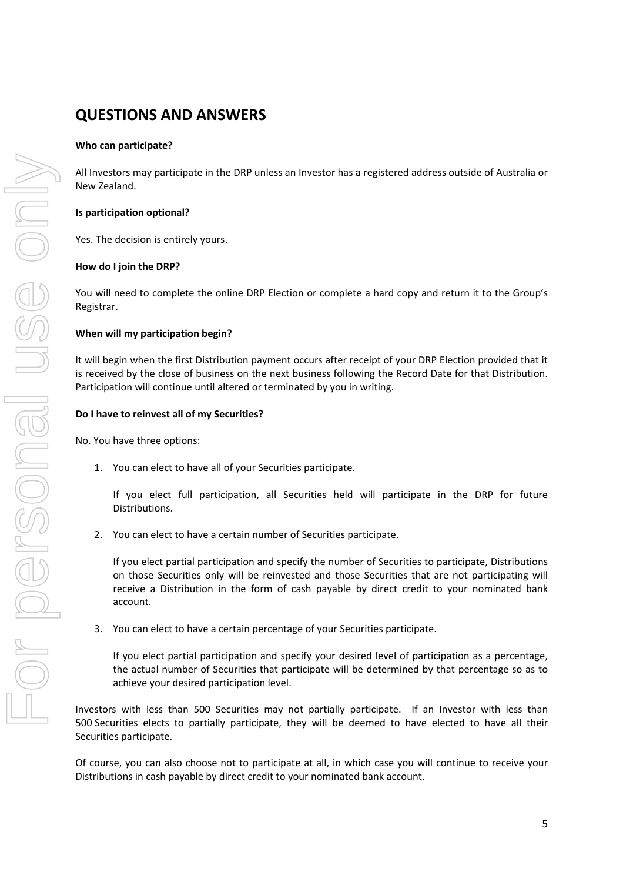## QUESTIONS AND ANSWERS

**Who can participate?**

All Investors may participate in the DRP unless an Investor has a registered address outside of Australia or New Zealand.

**Is participation optional?**

Yes. The decision is entirely yours.

**How do I join the DRP?**

You will need to complete the online DRP Election or complete a hard copy and return it to the Group's Registrar.

**When will my participation begin?**

It will begin when the first Distribution payment occurs after receipt of your DRP Election provided that it is received by the close of business on the next business following the Record Date for that Distribution. Participation will continue until altered or terminated by you in writing.

**Do I have to reinvest all of my Securities?**

No. You have three options:

1. You can elect to have all of your Securities participate.

   If you elect full participation, all Securities held will participate in the DRP for future Distributions.

2. You can elect to have a certain number of Securities participate.

   If you elect partial participation and specify the number of Securities to participate, Distributions on those Securities only will be reinvested and those Securities that are not participating will receive a Distribution in the form of cash payable by direct credit to your nominated bank account.

3. You can elect to have a certain percentage of your Securities participate.

   If you elect partial participation and specify your desired level of participation as a percentage, the actual number of Securities that participate will be determined by that percentage so as to achieve your desired participation level.

Investors with less than 500 Securities may not partially participate. If an Investor with less than 500 Securities elects to partially participate, they will be deemed to have elected to have all their Securities participate.

Of course, you can also choose not to participate at all, in which case you will continue to receive your Distributions in cash payable by direct credit to your nominated bank account.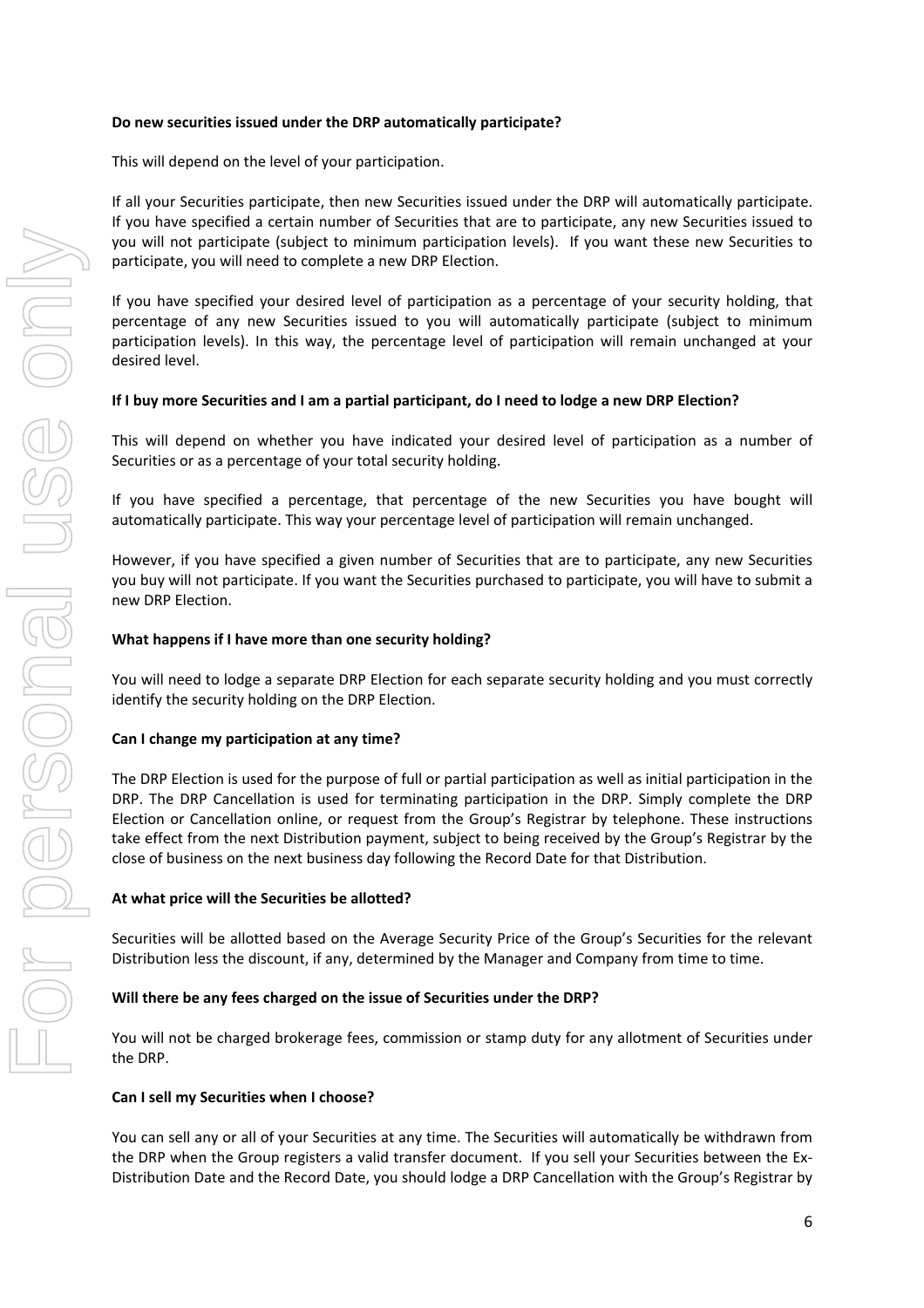**Do new securities issued under the DRP automatically participate?**

This will depend on the level of your participation.

If all your Securities participate, then new Securities issued under the DRP will automatically participate. If you have specified a certain number of Securities that are to participate, any new Securities issued to you will not participate (subject to minimum participation levels). If you want these new Securities to participate, you will need to complete a new DRP Election.

If you have specified your desired level of participation as a percentage of your security holding, that percentage of any new Securities issued to you will automatically participate (subject to minimum participation levels). In this way, the percentage level of participation will remain unchanged at your desired level.

**If I buy more Securities and I am a partial participant, do I need to lodge a new DRP Election?**

This will depend on whether you have indicated your desired level of participation as a number of Securities or as a percentage of your total security holding.

If you have specified a percentage, that percentage of the new Securities you have bought will automatically participate. This way your percentage level of participation will remain unchanged.

However, if you have specified a given number of Securities that are to participate, any new Securities you buy will not participate. If you want the Securities purchased to participate, you will have to submit a new DRP Election.

**What happens if I have more than one security holding?**

You will need to lodge a separate DRP Election for each separate security holding and you must correctly identify the security holding on the DRP Election.

**Can I change my participation at any time?**

The DRP Election is used for the purpose of full or partial participation as well as initial participation in the DRP. The DRP Cancellation is used for terminating participation in the DRP. Simply complete the DRP Election or Cancellation online, or request from the Group's Registrar by telephone. These instructions take effect from the next Distribution payment, subject to being received by the Group's Registrar by the close of business on the next business day following the Record Date for that Distribution.

**At what price will the Securities be allotted?**

Securities will be allotted based on the Average Security Price of the Group's Securities for the relevant Distribution less the discount, if any, determined by the Manager and Company from time to time.

**Will there be any fees charged on the issue of Securities under the DRP?**

You will not be charged brokerage fees, commission or stamp duty for any allotment of Securities under the DRP.

**Can I sell my Securities when I choose?**

You can sell any or all of your Securities at any time. The Securities will automatically be withdrawn from the DRP when the Group registers a valid transfer document. If you sell your Securities between the Ex-Distribution Date and the Record Date, you should lodge a DRP Cancellation with the Group's Registrar by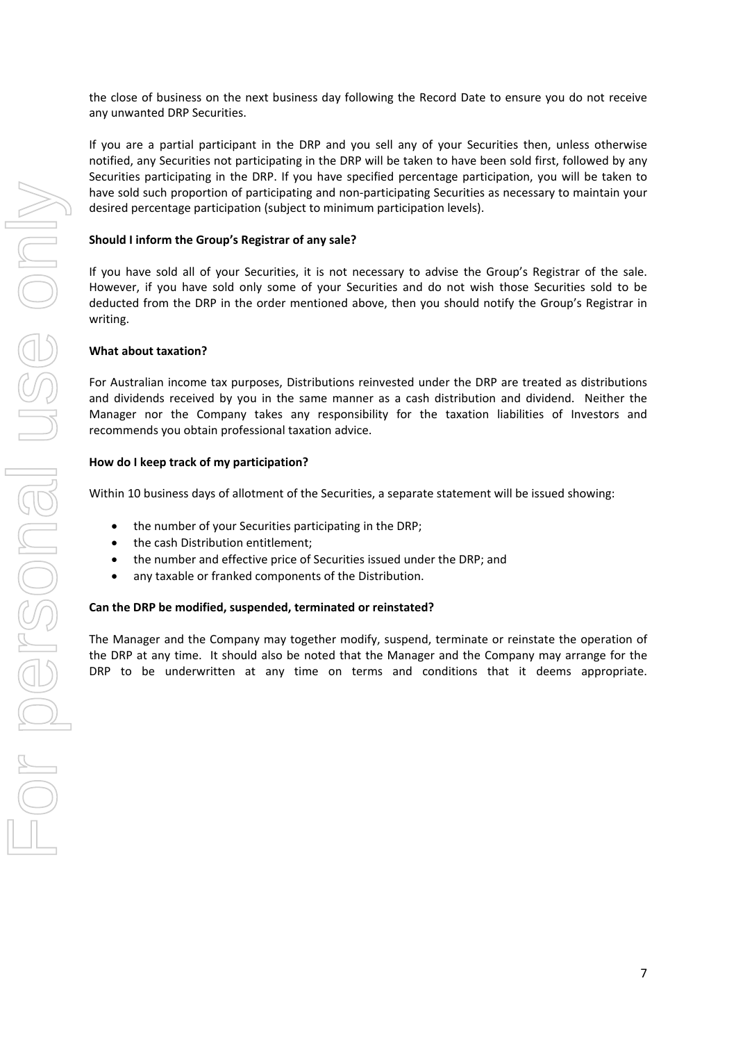the close of business on the next business day following the Record Date to ensure you do not receive any unwanted DRP Securities.

If you are a partial participant in the DRP and you sell any of your Securities then, unless otherwise notified, any Securities not participating in the DRP will be taken to have been sold first, followed by any Securities participating in the DRP. If you have specified percentage participation, you will be taken to have sold such proportion of participating and non-participating Securities as necessary to maintain your desired percentage participation (subject to minimum participation levels).

**Should I inform the Group's Registrar of any sale?**

If you have sold all of your Securities, it is not necessary to advise the Group's Registrar of the sale. However, if you have sold only some of your Securities and do not wish those Securities sold to be deducted from the DRP in the order mentioned above, then you should notify the Group's Registrar in writing.

**What about taxation?**

For Australian income tax purposes, Distributions reinvested under the DRP are treated as distributions and dividends received by you in the same manner as a cash distribution and dividend. Neither the Manager nor the Company takes any responsibility for the taxation liabilities of Investors and recommends you obtain professional taxation advice.

**How do I keep track of my participation?**

Within 10 business days of allotment of the Securities, a separate statement will be issued showing:

- the number of your Securities participating in the DRP;
- the cash Distribution entitlement;
- the number and effective price of Securities issued under the DRP; and
- any taxable or franked components of the Distribution.

**Can the DRP be modified, suspended, terminated or reinstated?**

The Manager and the Company may together modify, suspend, terminate or reinstate the operation of the DRP at any time. It should also be noted that the Manager and the Company may arrange for the DRP to be underwritten at any time on terms and conditions that it deems appropriate.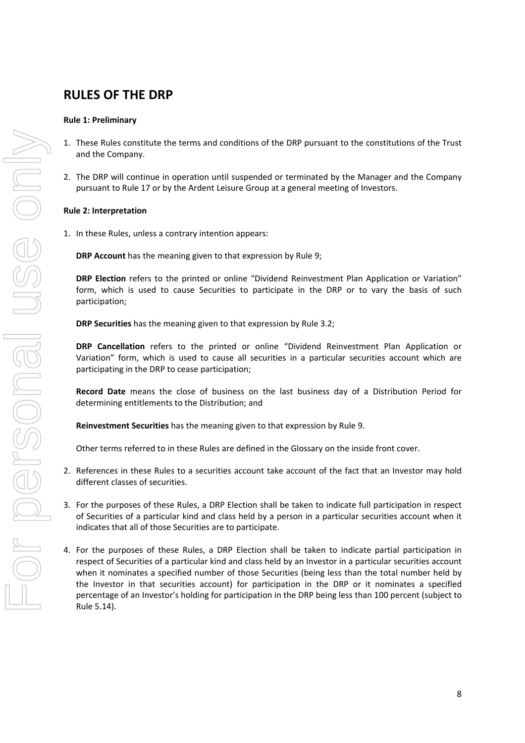## RULES OF THE DRP

### Rule 1: Preliminary

1. These Rules constitute the terms and conditions of the DRP pursuant to the constitutions of the Trust and the Company.

2. The DRP will continue in operation until suspended or terminated by the Manager and the Company pursuant to Rule 17 or by the Ardent Leisure Group at a general meeting of Investors.

### Rule 2: Interpretation

1. In these Rules, unless a contrary intention appears:

   **DRP Account** has the meaning given to that expression by Rule 9;

   **DRP Election** refers to the printed or online "Dividend Reinvestment Plan Application or Variation" form, which is used to cause Securities to participate in the DRP or to vary the basis of such participation;

   **DRP Securities** has the meaning given to that expression by Rule 3.2;

   **DRP Cancellation** refers to the printed or online "Dividend Reinvestment Plan Application or Variation" form, which is used to cause all securities in a particular securities account which are participating in the DRP to cease participation;

   **Record Date** means the close of business on the last business day of a Distribution Period for determining entitlements to the Distribution; and

   **Reinvestment Securities** has the meaning given to that expression by Rule 9.

   Other terms referred to in these Rules are defined in the Glossary on the inside front cover.

2. References in these Rules to a securities account take account of the fact that an Investor may hold different classes of securities.

3. For the purposes of these Rules, a DRP Election shall be taken to indicate full participation in respect of Securities of a particular kind and class held by a person in a particular securities account when it indicates that all of those Securities are to participate.

4. For the purposes of these Rules, a DRP Election shall be taken to indicate partial participation in respect of Securities of a particular kind and class held by an Investor in a particular securities account when it nominates a specified number of those Securities (being less than the total number held by the Investor in that securities account) for participation in the DRP or it nominates a specified percentage of an Investor's holding for participation in the DRP being less than 100 percent (subject to Rule 5.14).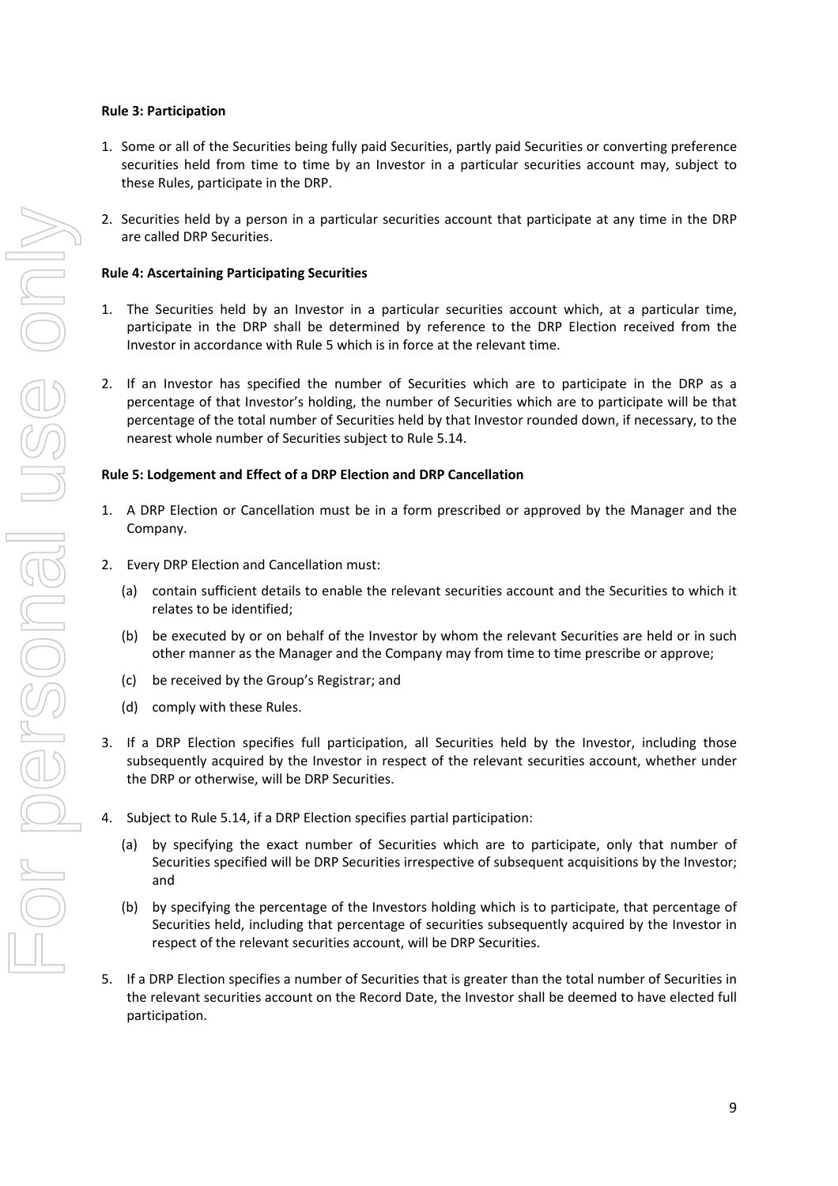**Rule 3: Participation**

1. Some or all of the Securities being fully paid Securities, partly paid Securities or converting preference securities held from time to time by an Investor in a particular securities account may, subject to these Rules, participate in the DRP.

2. Securities held by a person in a particular securities account that participate at any time in the DRP are called DRP Securities.

**Rule 4: Ascertaining Participating Securities**

1. The Securities held by an Investor in a particular securities account which, at a particular time, participate in the DRP shall be determined by reference to the DRP Election received from the Investor in accordance with Rule 5 which is in force at the relevant time.

2. If an Investor has specified the number of Securities which are to participate in the DRP as a percentage of that Investor's holding, the number of Securities which are to participate will be that percentage of the total number of Securities held by that Investor rounded down, if necessary, to the nearest whole number of Securities subject to Rule 5.14.

**Rule 5: Lodgement and Effect of a DRP Election and DRP Cancellation**

1. A DRP Election or Cancellation must be in a form prescribed or approved by the Manager and the Company.

2. Every DRP Election and Cancellation must:

   (a) contain sufficient details to enable the relevant securities account and the Securities to which it relates to be identified;

   (b) be executed by or on behalf of the Investor by whom the relevant Securities are held or in such other manner as the Manager and the Company may from time to time prescribe or approve;

   (c) be received by the Group's Registrar; and

   (d) comply with these Rules.

3. If a DRP Election specifies full participation, all Securities held by the Investor, including those subsequently acquired by the Investor in respect of the relevant securities account, whether under the DRP or otherwise, will be DRP Securities.

4. Subject to Rule 5.14, if a DRP Election specifies partial participation:

   (a) by specifying the exact number of Securities which are to participate, only that number of Securities specified will be DRP Securities irrespective of subsequent acquisitions by the Investor; and

   (b) by specifying the percentage of the Investors holding which is to participate, that percentage of Securities held, including that percentage of securities subsequently acquired by the Investor in respect of the relevant securities account, will be DRP Securities.

5. If a DRP Election specifies a number of Securities that is greater than the total number of Securities in the relevant securities account on the Record Date, the Investor shall be deemed to have elected full participation.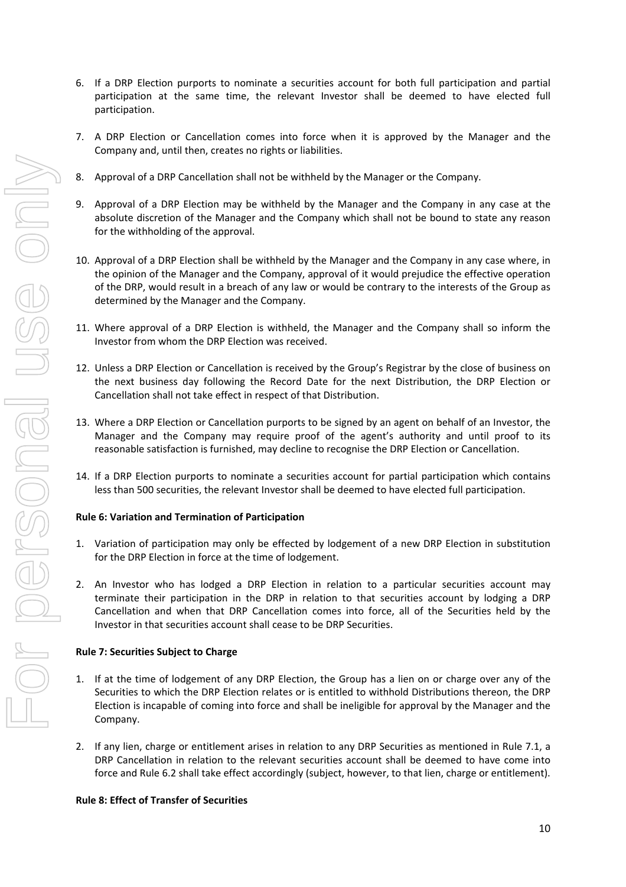6. If a DRP Election purports to nominate a securities account for both full participation and partial participation at the same time, the relevant Investor shall be deemed to have elected full participation.

7. A DRP Election or Cancellation comes into force when it is approved by the Manager and the Company and, until then, creates no rights or liabilities.

8. Approval of a DRP Cancellation shall not be withheld by the Manager or the Company.

9. Approval of a DRP Election may be withheld by the Manager and the Company in any case at the absolute discretion of the Manager and the Company which shall not be bound to state any reason for the withholding of the approval.

10. Approval of a DRP Election shall be withheld by the Manager and the Company in any case where, in the opinion of the Manager and the Company, approval of it would prejudice the effective operation of the DRP, would result in a breach of any law or would be contrary to the interests of the Group as determined by the Manager and the Company.

11. Where approval of a DRP Election is withheld, the Manager and the Company shall so inform the Investor from whom the DRP Election was received.

12. Unless a DRP Election or Cancellation is received by the Group's Registrar by the close of business on the next business day following the Record Date for the next Distribution, the DRP Election or Cancellation shall not take effect in respect of that Distribution.

13. Where a DRP Election or Cancellation purports to be signed by an agent on behalf of an Investor, the Manager and the Company may require proof of the agent's authority and until proof to its reasonable satisfaction is furnished, may decline to recognise the DRP Election or Cancellation.

14. If a DRP Election purports to nominate a securities account for partial participation which contains less than 500 securities, the relevant Investor shall be deemed to have elected full participation.

**Rule 6: Variation and Termination of Participation**

1. Variation of participation may only be effected by lodgement of a new DRP Election in substitution for the DRP Election in force at the time of lodgement.

2. An Investor who has lodged a DRP Election in relation to a particular securities account may terminate their participation in the DRP in relation to that securities account by lodging a DRP Cancellation and when that DRP Cancellation comes into force, all of the Securities held by the Investor in that securities account shall cease to be DRP Securities.

**Rule 7: Securities Subject to Charge**

1. If at the time of lodgement of any DRP Election, the Group has a lien on or charge over any of the Securities to which the DRP Election relates or is entitled to withhold Distributions thereon, the DRP Election is incapable of coming into force and shall be ineligible for approval by the Manager and the Company.

2. If any lien, charge or entitlement arises in relation to any DRP Securities as mentioned in Rule 7.1, a DRP Cancellation in relation to the relevant securities account shall be deemed to have come into force and Rule 6.2 shall take effect accordingly (subject, however, to that lien, charge or entitlement).

**Rule 8: Effect of Transfer of Securities**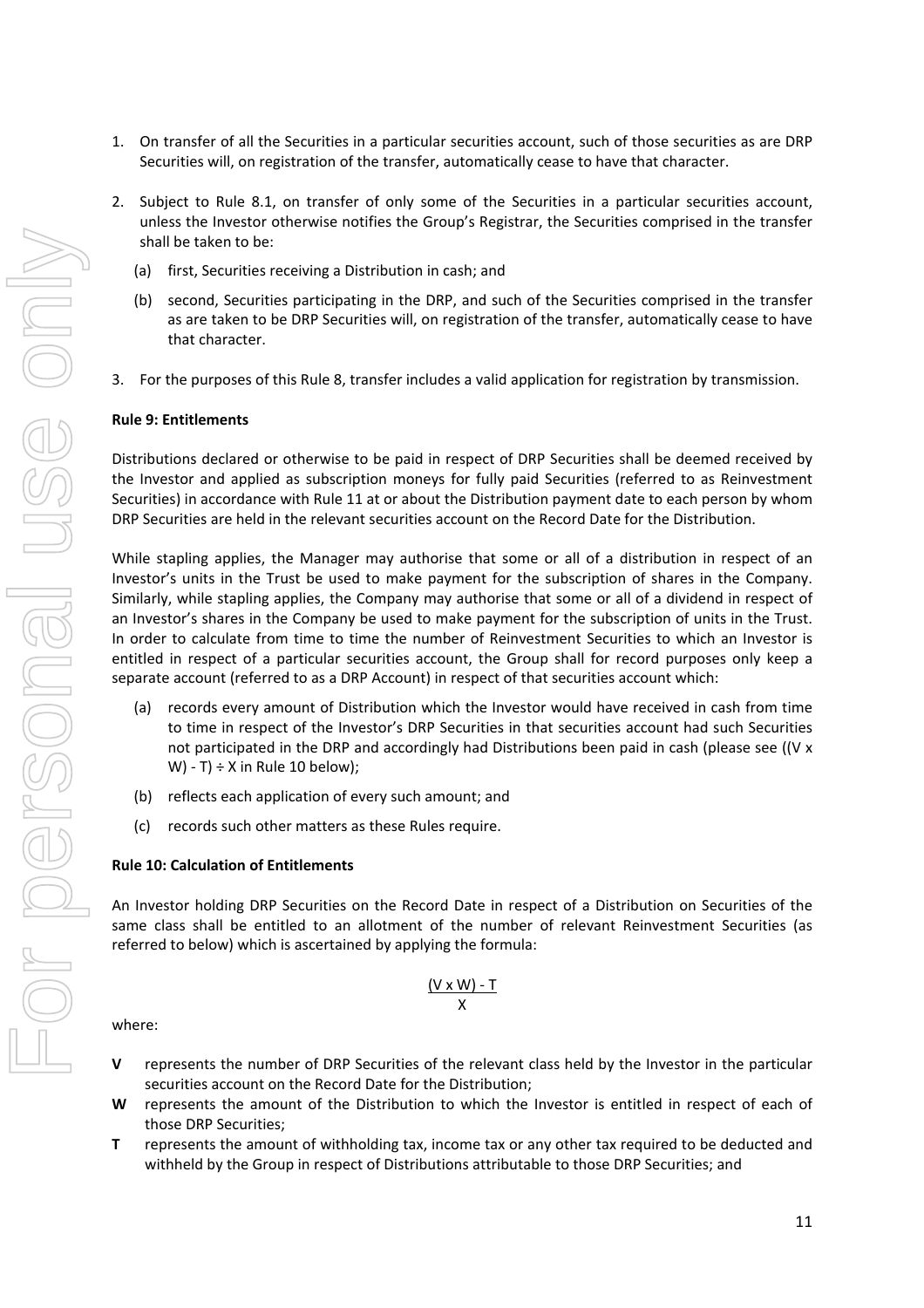1. On transfer of all the Securities in a particular securities account, such of those securities as are DRP Securities will, on registration of the transfer, automatically cease to have that character.

2. Subject to Rule 8.1, on transfer of only some of the Securities in a particular securities account, unless the Investor otherwise notifies the Group's Registrar, the Securities comprised in the transfer shall be taken to be:

   (a) first, Securities receiving a Distribution in cash; and

   (b) second, Securities participating in the DRP, and such of the Securities comprised in the transfer as are taken to be DRP Securities will, on registration of the transfer, automatically cease to have that character.

3. For the purposes of this Rule 8, transfer includes a valid application for registration by transmission.

**Rule 9: Entitlements**

Distributions declared or otherwise to be paid in respect of DRP Securities shall be deemed received by the Investor and applied as subscription moneys for fully paid Securities (referred to as Reinvestment Securities) in accordance with Rule 11 at or about the Distribution payment date to each person by whom DRP Securities are held in the relevant securities account on the Record Date for the Distribution.

While stapling applies, the Manager may authorise that some or all of a distribution in respect of an Investor's units in the Trust be used to make payment for the subscription of shares in the Company. Similarly, while stapling applies, the Company may authorise that some or all of a dividend in respect of an Investor's shares in the Company be used to make payment for the subscription of units in the Trust. In order to calculate from time to time the number of Reinvestment Securities to which an Investor is entitled in respect of a particular securities account, the Group shall for record purposes only keep a separate account (referred to as a DRP Account) in respect of that securities account which:

(a) records every amount of Distribution which the Investor would have received in cash from time to time in respect of the Investor's DRP Securities in that securities account had such Securities not participated in the DRP and accordingly had Distributions been paid in cash (please see $((V \times W) - T) \div X$ in Rule 10 below);

(b) reflects each application of every such amount; and

(c) records such other matters as these Rules require.

**Rule 10: Calculation of Entitlements**

An Investor holding DRP Securities on the Record Date in respect of a Distribution on Securities of the same class shall be entitled to an allotment of the number of relevant Reinvestment Securities (as referred to below) which is ascertained by applying the formula:

$$\frac{(V \times W) - T}{X}$$

where:

**V** represents the number of DRP Securities of the relevant class held by the Investor in the particular securities account on the Record Date for the Distribution;

**W** represents the amount of the Distribution to which the Investor is entitled in respect of each of those DRP Securities;

**T** represents the amount of withholding tax, income tax or any other tax required to be deducted and withheld by the Group in respect of Distributions attributable to those DRP Securities; and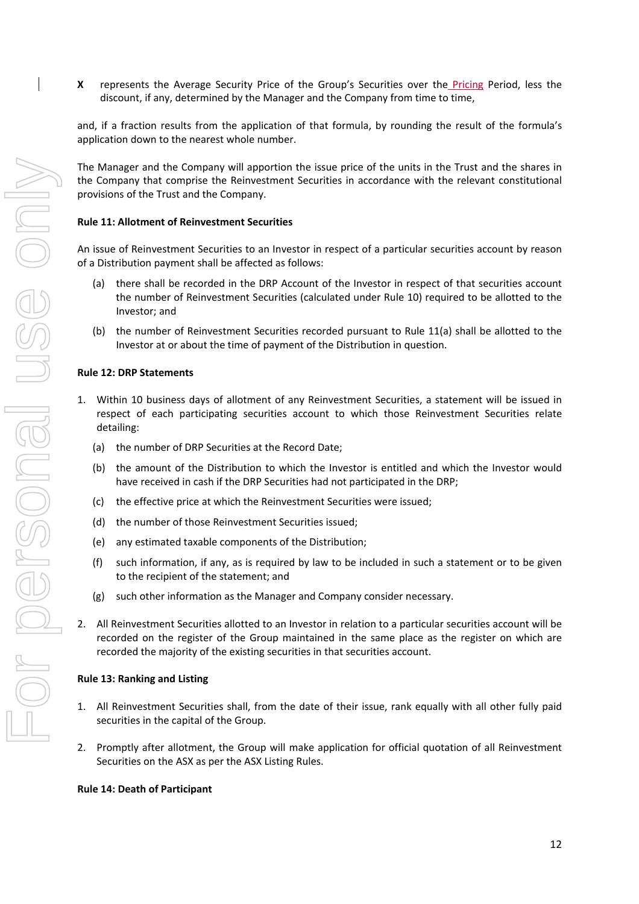**X** represents the Average Security Price of the Group's Securities over the Pricing Period, less the discount, if any, determined by the Manager and the Company from time to time,

and, if a fraction results from the application of that formula, by rounding the result of the formula's application down to the nearest whole number.

The Manager and the Company will apportion the issue price of the units in the Trust and the shares in the Company that comprise the Reinvestment Securities in accordance with the relevant constitutional provisions of the Trust and the Company.

**Rule 11: Allotment of Reinvestment Securities**

An issue of Reinvestment Securities to an Investor in respect of a particular securities account by reason of a Distribution payment shall be affected as follows:

(a) there shall be recorded in the DRP Account of the Investor in respect of that securities account the number of Reinvestment Securities (calculated under Rule 10) required to be allotted to the Investor; and

(b) the number of Reinvestment Securities recorded pursuant to Rule 11(a) shall be allotted to the Investor at or about the time of payment of the Distribution in question.

**Rule 12: DRP Statements**

1. Within 10 business days of allotment of any Reinvestment Securities, a statement will be issued in respect of each participating securities account to which those Reinvestment Securities relate detailing:

   (a) the number of DRP Securities at the Record Date;

   (b) the amount of the Distribution to which the Investor is entitled and which the Investor would have received in cash if the DRP Securities had not participated in the DRP;

   (c) the effective price at which the Reinvestment Securities were issued;

   (d) the number of those Reinvestment Securities issued;

   (e) any estimated taxable components of the Distribution;

   (f) such information, if any, as is required by law to be included in such a statement or to be given to the recipient of the statement; and

   (g) such other information as the Manager and Company consider necessary.

2. All Reinvestment Securities allotted to an Investor in relation to a particular securities account will be recorded on the register of the Group maintained in the same place as the register on which are recorded the majority of the existing securities in that securities account.

**Rule 13: Ranking and Listing**

1. All Reinvestment Securities shall, from the date of their issue, rank equally with all other fully paid securities in the capital of the Group.

2. Promptly after allotment, the Group will make application for official quotation of all Reinvestment Securities on the ASX as per the ASX Listing Rules.

**Rule 14: Death of Participant**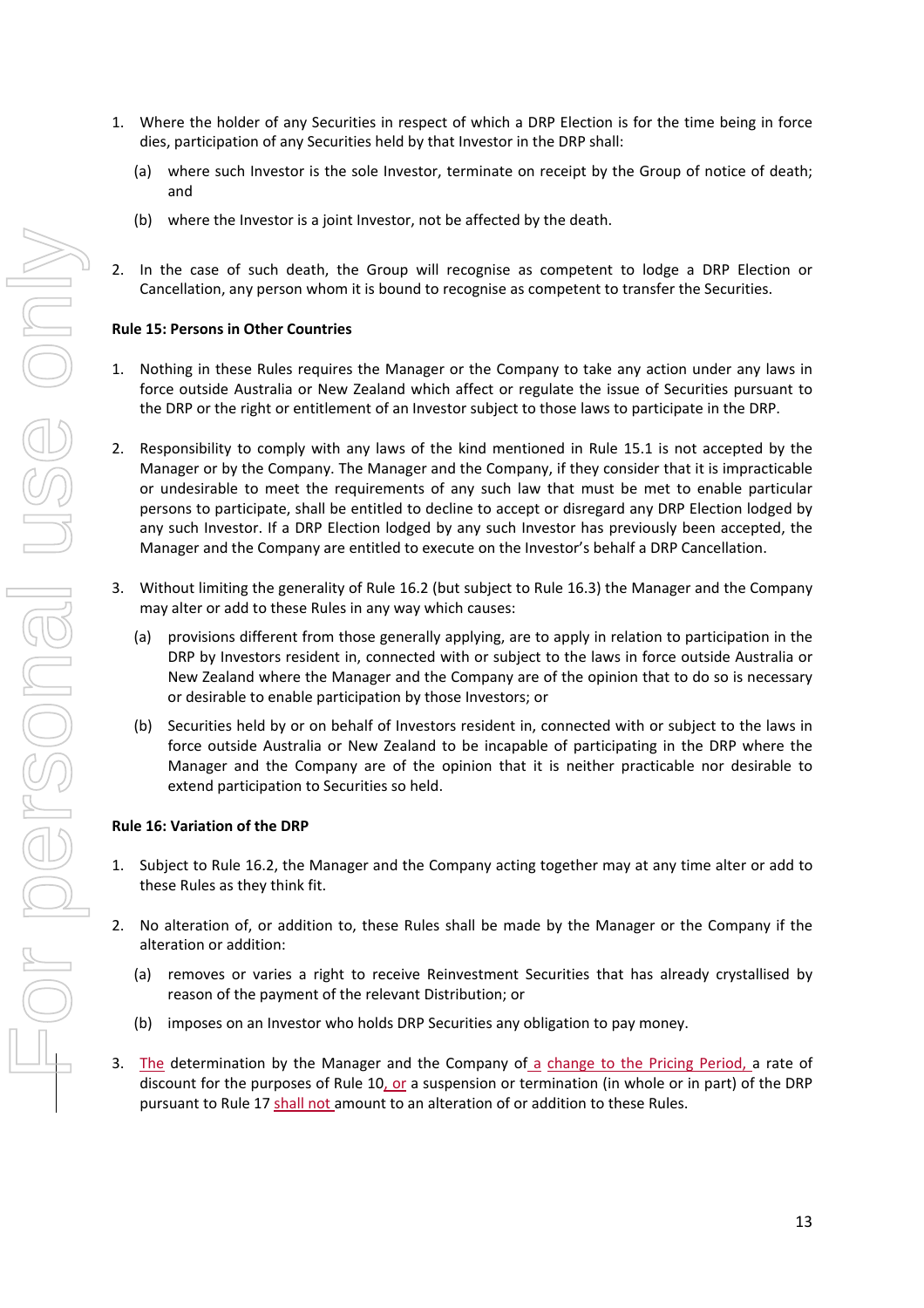1. Where the holder of any Securities in respect of which a DRP Election is for the time being in force dies, participation of any Securities held by that Investor in the DRP shall:

   (a) where such Investor is the sole Investor, terminate on receipt by the Group of notice of death; and

   (b) where the Investor is a joint Investor, not be affected by the death.

2. In the case of such death, the Group will recognise as competent to lodge a DRP Election or Cancellation, any person whom it is bound to recognise as competent to transfer the Securities.

**Rule 15: Persons in Other Countries**

1. Nothing in these Rules requires the Manager or the Company to take any action under any laws in force outside Australia or New Zealand which affect or regulate the issue of Securities pursuant to the DRP or the right or entitlement of an Investor subject to those laws to participate in the DRP.

2. Responsibility to comply with any laws of the kind mentioned in Rule 15.1 is not accepted by the Manager or by the Company. The Manager and the Company, if they consider that it is impracticable or undesirable to meet the requirements of any such law that must be met to enable particular persons to participate, shall be entitled to decline to accept or disregard any DRP Election lodged by any such Investor. If a DRP Election lodged by any such Investor has previously been accepted, the Manager and the Company are entitled to execute on the Investor's behalf a DRP Cancellation.

3. Without limiting the generality of Rule 16.2 (but subject to Rule 16.3) the Manager and the Company may alter or add to these Rules in any way which causes:

   (a) provisions different from those generally applying, are to apply in relation to participation in the DRP by Investors resident in, connected with or subject to the laws in force outside Australia or New Zealand where the Manager and the Company are of the opinion that to do so is necessary or desirable to enable participation by those Investors; or

   (b) Securities held by or on behalf of Investors resident in, connected with or subject to the laws in force outside Australia or New Zealand to be incapable of participating in the DRP where the Manager and the Company are of the opinion that it is neither practicable nor desirable to extend participation to Securities so held.

**Rule 16: Variation of the DRP**

1. Subject to Rule 16.2, the Manager and the Company acting together may at any time alter or add to these Rules as they think fit.

2. No alteration of, or addition to, these Rules shall be made by the Manager or the Company if the alteration or addition:

   (a) removes or varies a right to receive Reinvestment Securities that has already crystallised by reason of the payment of the relevant Distribution; or

   (b) imposes on an Investor who holds DRP Securities any obligation to pay money.

3. The determination by the Manager and the Company of a change to the Pricing Period, a rate of discount for the purposes of Rule 10, or a suspension or termination (in whole or in part) of the DRP pursuant to Rule 17 shall not amount to an alteration of or addition to these Rules.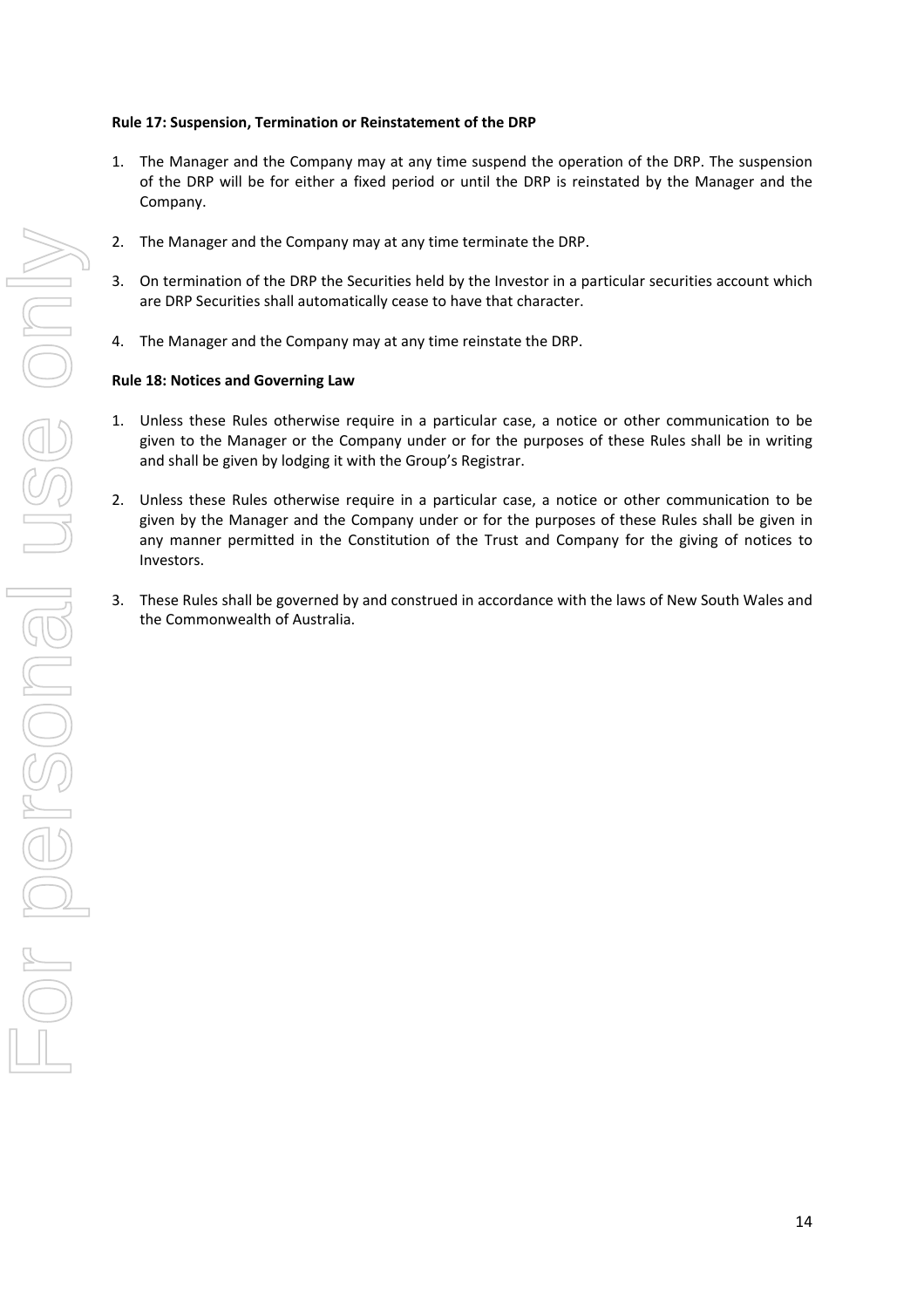**Rule 17: Suspension, Termination or Reinstatement of the DRP**

1. The Manager and the Company may at any time suspend the operation of the DRP. The suspension of the DRP will be for either a fixed period or until the DRP is reinstated by the Manager and the Company.

2. The Manager and the Company may at any time terminate the DRP.

3. On termination of the DRP the Securities held by the Investor in a particular securities account which are DRP Securities shall automatically cease to have that character.

4. The Manager and the Company may at any time reinstate the DRP.

**Rule 18: Notices and Governing Law**

1. Unless these Rules otherwise require in a particular case, a notice or other communication to be given to the Manager or the Company under or for the purposes of these Rules shall be in writing and shall be given by lodging it with the Group's Registrar.

2. Unless these Rules otherwise require in a particular case, a notice or other communication to be given by the Manager and the Company under or for the purposes of these Rules shall be given in any manner permitted in the Constitution of the Trust and Company for the giving of notices to Investors.

3. These Rules shall be governed by and construed in accordance with the laws of New South Wales and the Commonwealth of Australia.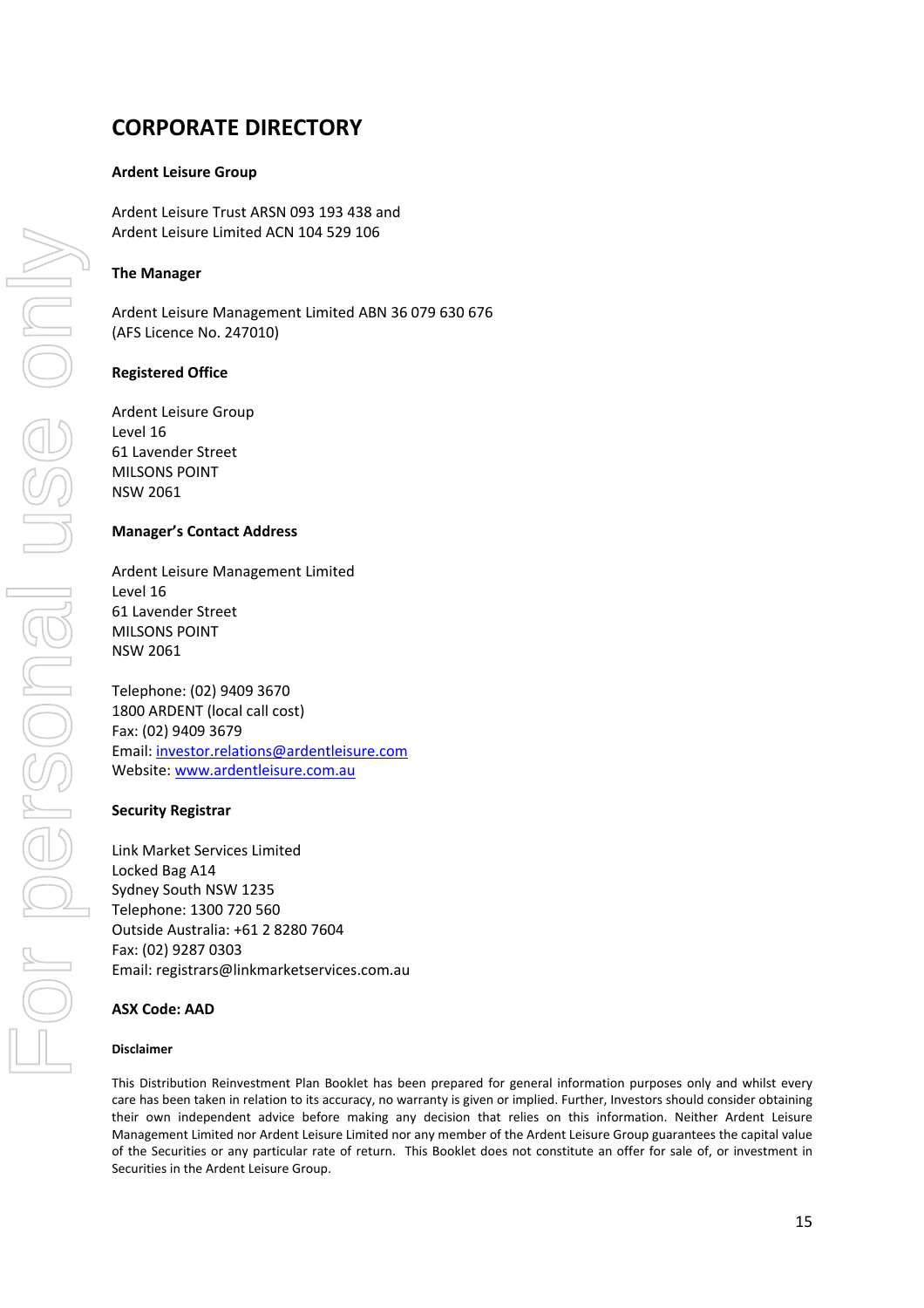# CORPORATE DIRECTORY

**Ardent Leisure Group**

Ardent Leisure Trust ARSN 093 193 438 and
Ardent Leisure Limited ACN 104 529 106

**The Manager**

Ardent Leisure Management Limited ABN 36 079 630 676
(AFS Licence No. 247010)

**Registered Office**

Ardent Leisure Group
Level 16
61 Lavender Street
MILSONS POINT
NSW 2061

**Manager's Contact Address**

Ardent Leisure Management Limited
Level 16
61 Lavender Street
MILSONS POINT
NSW 2061

Telephone: (02) 9409 3670
1800 ARDENT (local call cost)
Fax: (02) 9409 3679
Email: investor.relations@ardentleisure.com
Website: www.ardentleisure.com.au

**Security Registrar**

Link Market Services Limited
Locked Bag A14
Sydney South NSW 1235
Telephone: 1300 720 560
Outside Australia: +61 2 8280 7604
Fax: (02) 9287 0303
Email: registrars@linkmarketservices.com.au

**ASX Code: AAD**

**Disclaimer**

This Distribution Reinvestment Plan Booklet has been prepared for general information purposes only and whilst every care has been taken in relation to its accuracy, no warranty is given or implied. Further, Investors should consider obtaining their own independent advice before making any decision that relies on this information. Neither Ardent Leisure Management Limited nor Ardent Leisure Limited nor any member of the Ardent Leisure Group guarantees the capital value of the Securities or any particular rate of return. This Booklet does not constitute an offer for sale of, or investment in Securities in the Ardent Leisure Group.